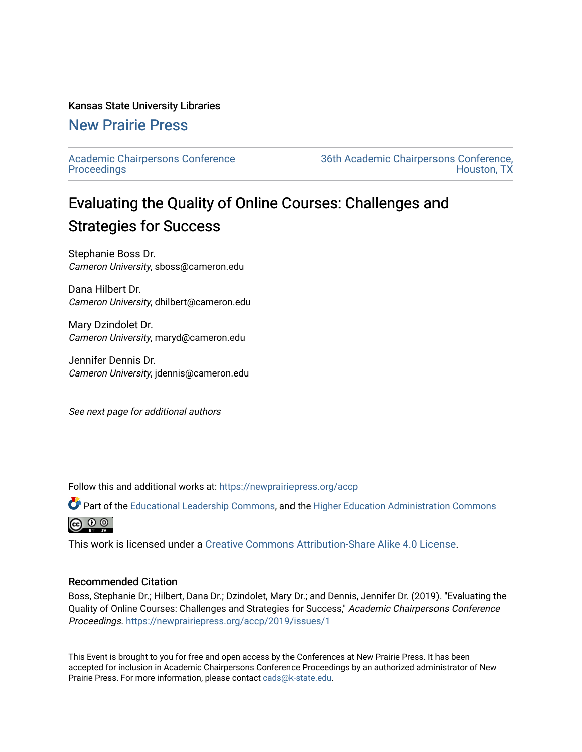Kansas State University Libraries

# New Prairie Press

Academic Chairpersons Conference Proceedings

36th Academic Chairpersons Conference, Houston, TX

## Evaluating the Quality of Online Courses: Challenges and Strategies for Success

Stephanie Boss Dr.
*Cameron University*, sboss@cameron.edu

Dana Hilbert Dr.
*Cameron University*, dhilbert@cameron.edu

Mary Dzindolet Dr.
*Cameron University*, maryd@cameron.edu

Jennifer Dennis Dr.
*Cameron University*, jdennis@cameron.edu

*See next page for additional authors*

Follow this and additional works at: https://newprairiepress.org/accp

Part of the Educational Leadership Commons, and the Higher Education Administration Commons

This work is licensed under a Creative Commons Attribution-Share Alike 4.0 License.

### Recommended Citation

Boss, Stephanie Dr.; Hilbert, Dana Dr.; Dzindolet, Mary Dr.; and Dennis, Jennifer Dr. (2019). "Evaluating the Quality of Online Courses: Challenges and Strategies for Success," *Academic Chairpersons Conference Proceedings*. https://newprairiepress.org/accp/2019/issues/1

This Event is brought to you for free and open access by the Conferences at New Prairie Press. It has been accepted for inclusion in Academic Chairpersons Conference Proceedings by an authorized administrator of New Prairie Press. For more information, please contact cads@k-state.edu.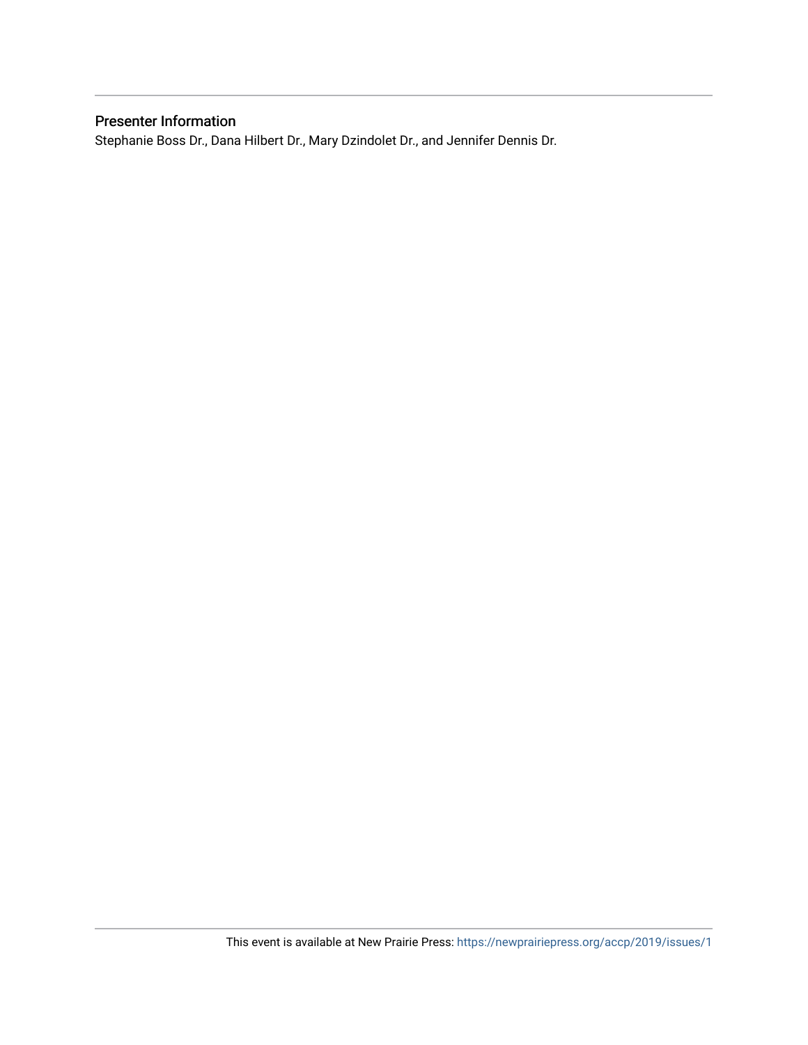### Presenter Information

Stephanie Boss Dr., Dana Hilbert Dr., Mary Dzindolet Dr., and Jennifer Dennis Dr.

This event is available at New Prairie Press: https://newprairiepress.org/accp/2019/issues/1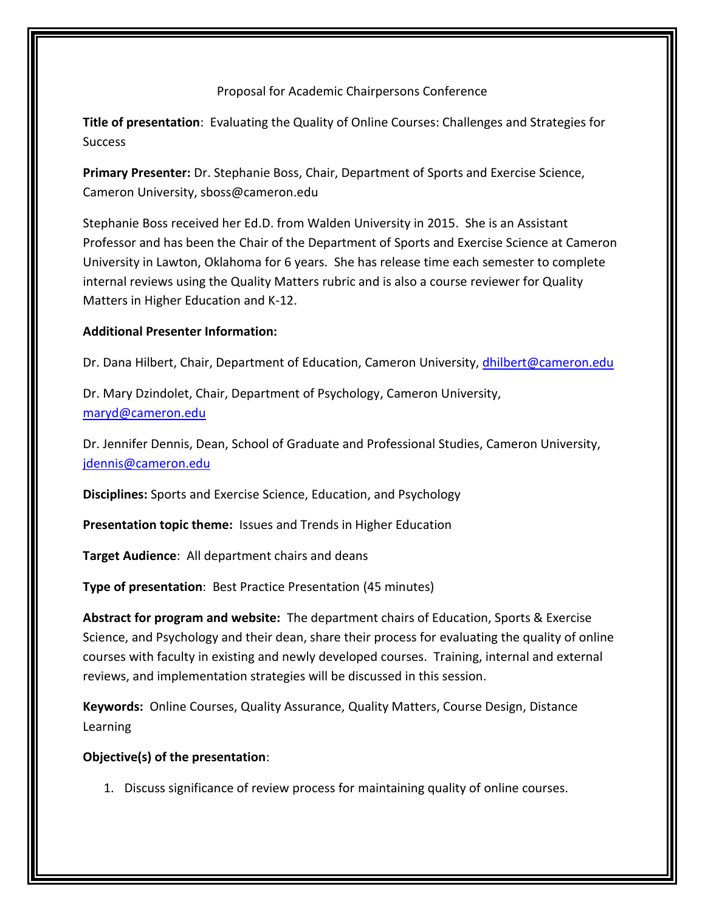Proposal for Academic Chairpersons Conference

**Title of presentation**: Evaluating the Quality of Online Courses: Challenges and Strategies for Success

**Primary Presenter:** Dr. Stephanie Boss, Chair, Department of Sports and Exercise Science, Cameron University, sboss@cameron.edu

Stephanie Boss received her Ed.D. from Walden University in 2015. She is an Assistant Professor and has been the Chair of the Department of Sports and Exercise Science at Cameron University in Lawton, Oklahoma for 6 years. She has release time each semester to complete internal reviews using the Quality Matters rubric and is also a course reviewer for Quality Matters in Higher Education and K-12.

**Additional Presenter Information:**

Dr. Dana Hilbert, Chair, Department of Education, Cameron University, dhilbert@cameron.edu

Dr. Mary Dzindolet, Chair, Department of Psychology, Cameron University, maryd@cameron.edu

Dr. Jennifer Dennis, Dean, School of Graduate and Professional Studies, Cameron University, jdennis@cameron.edu

**Disciplines:** Sports and Exercise Science, Education, and Psychology

**Presentation topic theme:** Issues and Trends in Higher Education

**Target Audience**: All department chairs and deans

**Type of presentation**: Best Practice Presentation (45 minutes)

**Abstract for program and website:** The department chairs of Education, Sports & Exercise Science, and Psychology and their dean, share their process for evaluating the quality of online courses with faculty in existing and newly developed courses. Training, internal and external reviews, and implementation strategies will be discussed in this session.

**Keywords:** Online Courses, Quality Assurance, Quality Matters, Course Design, Distance Learning

**Objective(s) of the presentation**:

1. Discuss significance of review process for maintaining quality of online courses.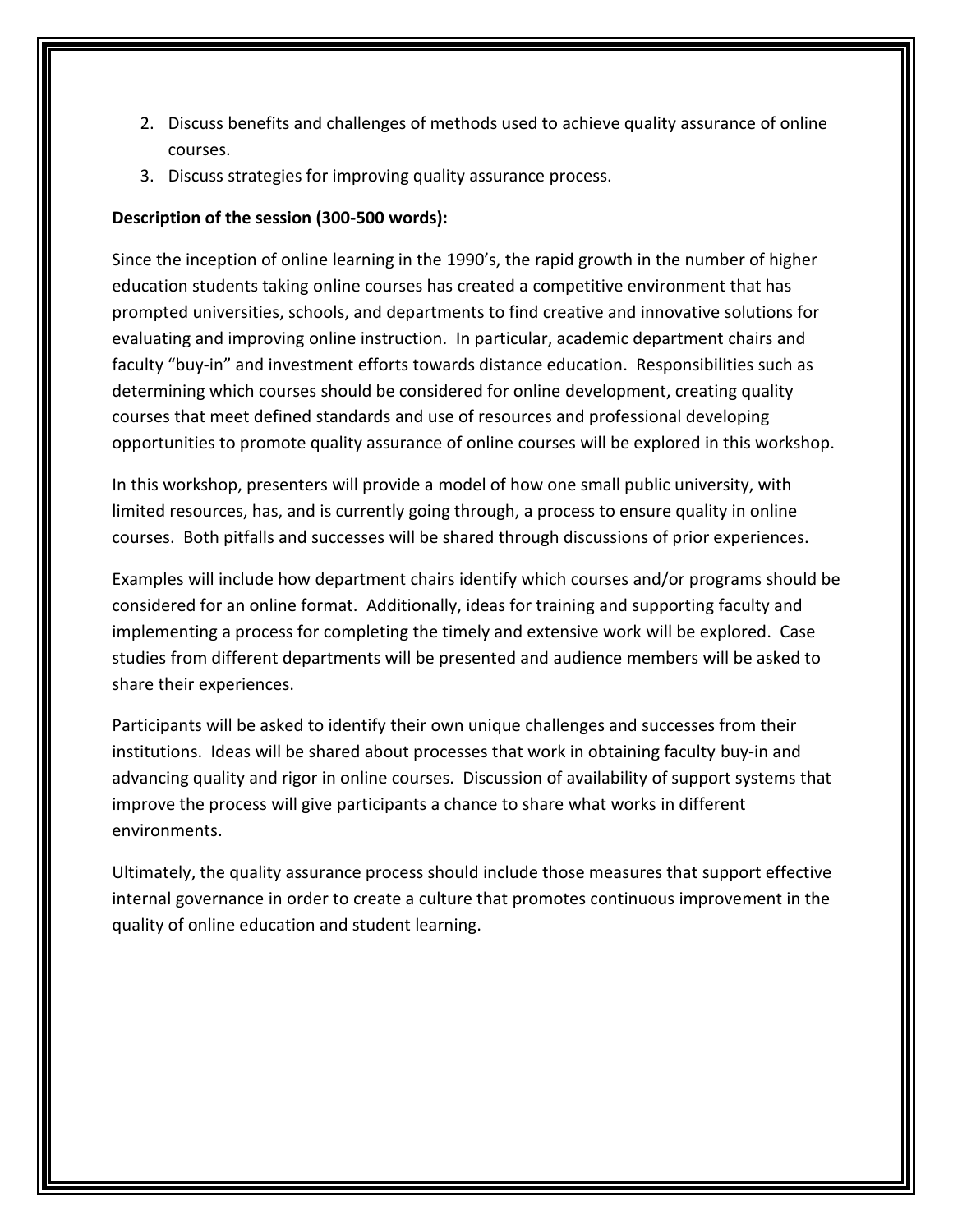2. Discuss benefits and challenges of methods used to achieve quality assurance of online courses.
3. Discuss strategies for improving quality assurance process.

**Description of the session (300-500 words):**

Since the inception of online learning in the 1990's, the rapid growth in the number of higher education students taking online courses has created a competitive environment that has prompted universities, schools, and departments to find creative and innovative solutions for evaluating and improving online instruction. In particular, academic department chairs and faculty "buy-in" and investment efforts towards distance education. Responsibilities such as determining which courses should be considered for online development, creating quality courses that meet defined standards and use of resources and professional developing opportunities to promote quality assurance of online courses will be explored in this workshop.

In this workshop, presenters will provide a model of how one small public university, with limited resources, has, and is currently going through, a process to ensure quality in online courses. Both pitfalls and successes will be shared through discussions of prior experiences.

Examples will include how department chairs identify which courses and/or programs should be considered for an online format. Additionally, ideas for training and supporting faculty and implementing a process for completing the timely and extensive work will be explored. Case studies from different departments will be presented and audience members will be asked to share their experiences.

Participants will be asked to identify their own unique challenges and successes from their institutions. Ideas will be shared about processes that work in obtaining faculty buy-in and advancing quality and rigor in online courses. Discussion of availability of support systems that improve the process will give participants a chance to share what works in different environments.

Ultimately, the quality assurance process should include those measures that support effective internal governance in order to create a culture that promotes continuous improvement in the quality of online education and student learning.